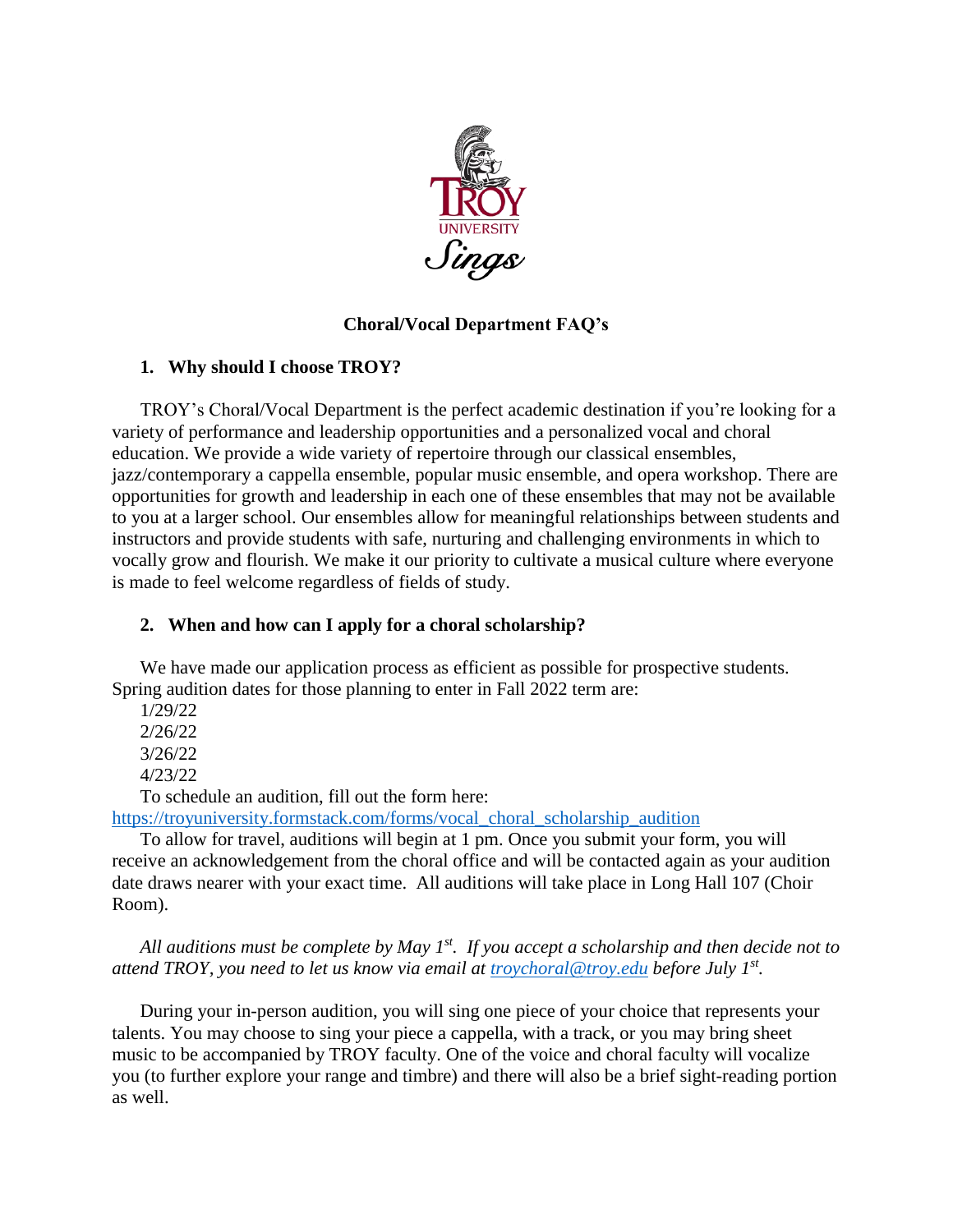# Choral/Vocal Department FAQ's

## 1. Why should I choose TROY?

TROY's Choral/Vocal Department is the perfect academic destination if you're looking for a variety of performance and leadership opportunities and a personalized vocal and choral education. We provide a wide variety of repertoire through our classical ensembles, jazz/contemporary a cappella ensemble, popular music ensemble, and opera workshop. There are opportunities for growth and leadership in each one of these ensembles that may not be available to you at a larger school. Our ensembles allow for meaningful relationships between students and instructors and provide students with safe, nurturing and challenging environments in which to vocally grow and flourish. We make it our priority to cultivate a musical culture where everyone is made to feel welcome regardless of fields of study.

## 2. When and how can I apply for a choral scholarship?

We have made our application process as efficient as possible for prospective students. Spring audition dates for those planning to enter in Fall 2022 term are:

1/29/22
2/26/22
3/26/22
4/23/22

To schedule an audition, fill out the form here: https://troyuniversity.formstack.com/forms/vocal_choral_scholarship_audition

To allow for travel, auditions will begin at 1 pm. Once you submit your form, you will receive an acknowledgement from the choral office and will be contacted again as your audition date draws nearer with your exact time. All auditions will take place in Long Hall 107 (Choir Room).

*All auditions must be complete by May 1st. If you accept a scholarship and then decide not to attend TROY, you need to let us know via email at troychoral@troy.edu before July 1st.*

During your in-person audition, you will sing one piece of your choice that represents your talents. You may choose to sing your piece a cappella, with a track, or you may bring sheet music to be accompanied by TROY faculty. One of the voice and choral faculty will vocalize you (to further explore your range and timbre) and there will also be a brief sight-reading portion as well.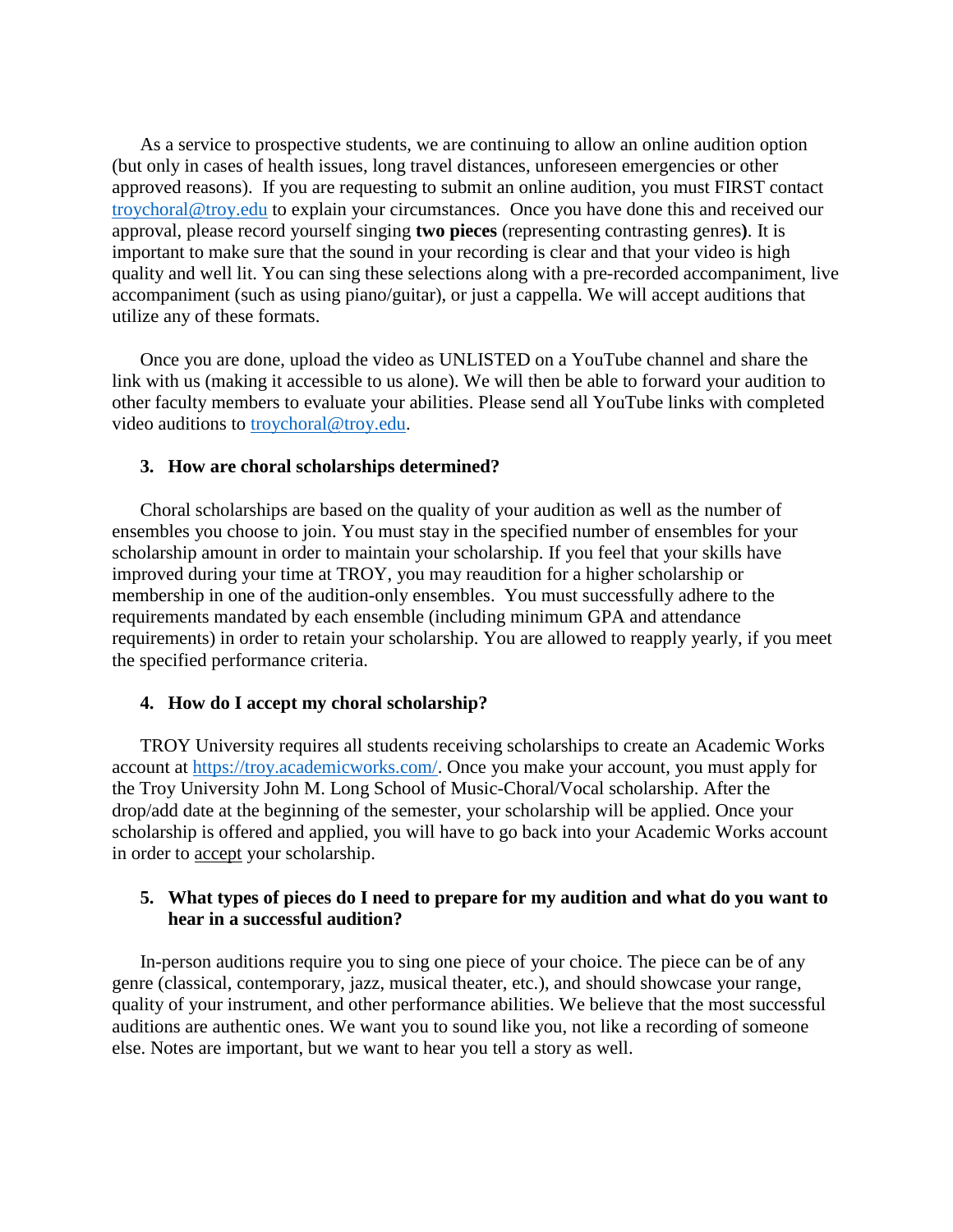As a service to prospective students, we are continuing to allow an online audition option (but only in cases of health issues, long travel distances, unforeseen emergencies or other approved reasons). If you are requesting to submit an online audition, you must FIRST contact [troychoral@troy.edu](mailto:troychoral@troy.edu) to explain your circumstances. Once you have done this and received our approval, please record yourself singing **two pieces** (representing contrasting genres**)**. It is important to make sure that the sound in your recording is clear and that your video is high quality and well lit. You can sing these selections along with a pre-recorded accompaniment, live accompaniment (such as using piano/guitar), or just a cappella. We will accept auditions that utilize any of these formats.

Once you are done, upload the video as UNLISTED on a YouTube channel and share the link with us (making it accessible to us alone). We will then be able to forward your audition to other faculty members to evaluate your abilities. Please send all YouTube links with completed video auditions to [troychoral@troy.edu](mailto:troychoral@troy.edu).

### 3. How are choral scholarships determined?

Choral scholarships are based on the quality of your audition as well as the number of ensembles you choose to join. You must stay in the specified number of ensembles for your scholarship amount in order to maintain your scholarship. If you feel that your skills have improved during your time at TROY, you may reaudition for a higher scholarship or membership in one of the audition-only ensembles. You must successfully adhere to the requirements mandated by each ensemble (including minimum GPA and attendance requirements) in order to retain your scholarship. You are allowed to reapply yearly, if you meet the specified performance criteria.

### 4. How do I accept my choral scholarship?

TROY University requires all students receiving scholarships to create an Academic Works account at [https://troy.academicworks.com/](https://troy.academicworks.com/). Once you make your account, you must apply for the Troy University John M. Long School of Music-Choral/Vocal scholarship. After the drop/add date at the beginning of the semester, your scholarship will be applied. Once your scholarship is offered and applied, you will have to go back into your Academic Works account in order to accept your scholarship.

### 5. What types of pieces do I need to prepare for my audition and what do you want to hear in a successful audition?

In-person auditions require you to sing one piece of your choice. The piece can be of any genre (classical, contemporary, jazz, musical theater, etc.), and should showcase your range, quality of your instrument, and other performance abilities. We believe that the most successful auditions are authentic ones. We want you to sound like you, not like a recording of someone else. Notes are important, but we want to hear you tell a story as well.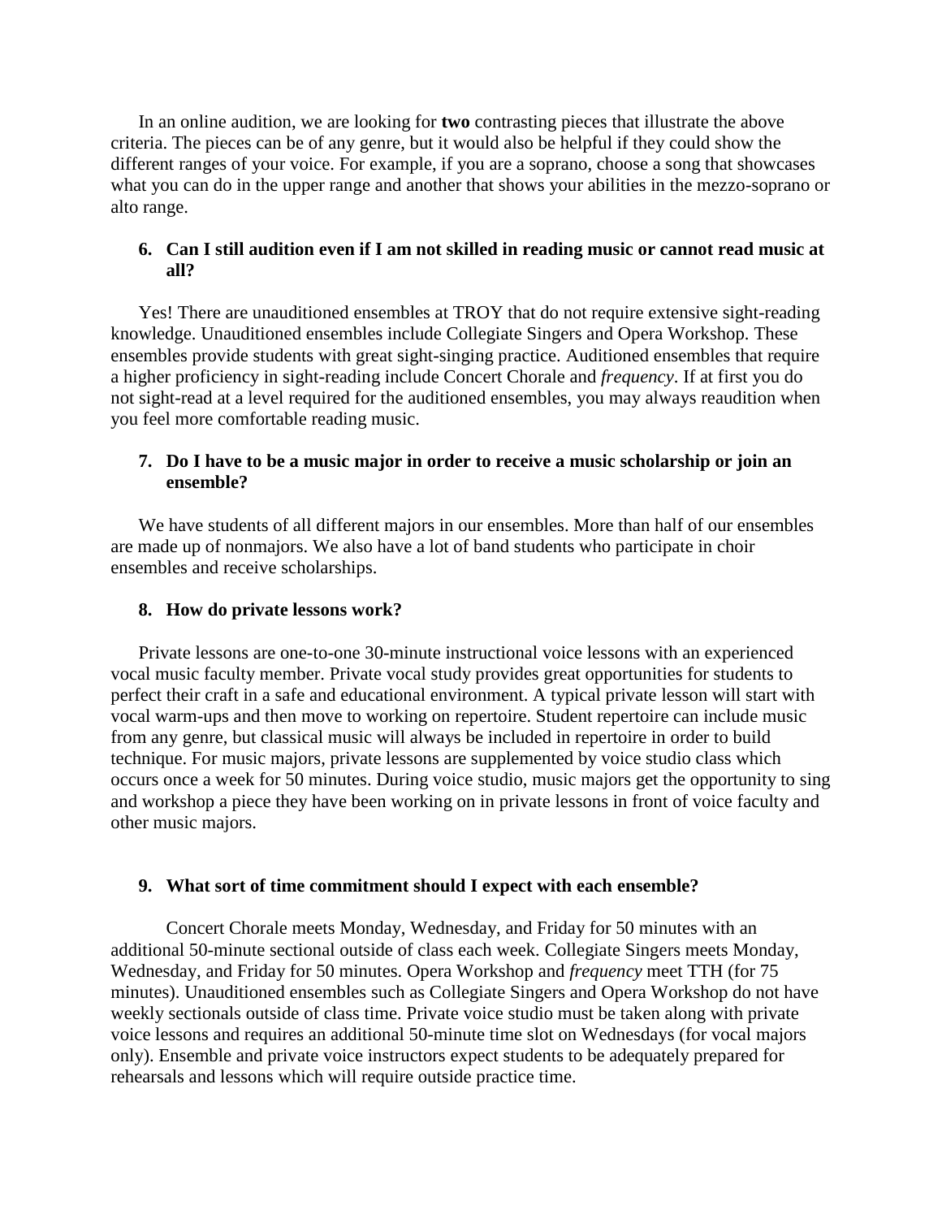In an online audition, we are looking for **two** contrasting pieces that illustrate the above criteria. The pieces can be of any genre, but it would also be helpful if they could show the different ranges of your voice. For example, if you are a soprano, choose a song that showcases what you can do in the upper range and another that shows your abilities in the mezzo-soprano or alto range.

### 6. Can I still audition even if I am not skilled in reading music or cannot read music at all?

Yes! There are unauditioned ensembles at TROY that do not require extensive sight-reading knowledge. Unauditioned ensembles include Collegiate Singers and Opera Workshop. These ensembles provide students with great sight-singing practice. Auditioned ensembles that require a higher proficiency in sight-reading include Concert Chorale and *frequency*. If at first you do not sight-read at a level required for the auditioned ensembles, you may always reaudition when you feel more comfortable reading music.

### 7. Do I have to be a music major in order to receive a music scholarship or join an ensemble?

We have students of all different majors in our ensembles. More than half of our ensembles are made up of nonmajors. We also have a lot of band students who participate in choir ensembles and receive scholarships.

### 8. How do private lessons work?

Private lessons are one-to-one 30-minute instructional voice lessons with an experienced vocal music faculty member. Private vocal study provides great opportunities for students to perfect their craft in a safe and educational environment. A typical private lesson will start with vocal warm-ups and then move to working on repertoire. Student repertoire can include music from any genre, but classical music will always be included in repertoire in order to build technique. For music majors, private lessons are supplemented by voice studio class which occurs once a week for 50 minutes. During voice studio, music majors get the opportunity to sing and workshop a piece they have been working on in private lessons in front of voice faculty and other music majors.

### 9. What sort of time commitment should I expect with each ensemble?

Concert Chorale meets Monday, Wednesday, and Friday for 50 minutes with an additional 50-minute sectional outside of class each week. Collegiate Singers meets Monday, Wednesday, and Friday for 50 minutes. Opera Workshop and *frequency* meet TTH (for 75 minutes). Unauditioned ensembles such as Collegiate Singers and Opera Workshop do not have weekly sectionals outside of class time. Private voice studio must be taken along with private voice lessons and requires an additional 50-minute time slot on Wednesdays (for vocal majors only). Ensemble and private voice instructors expect students to be adequately prepared for rehearsals and lessons which will require outside practice time.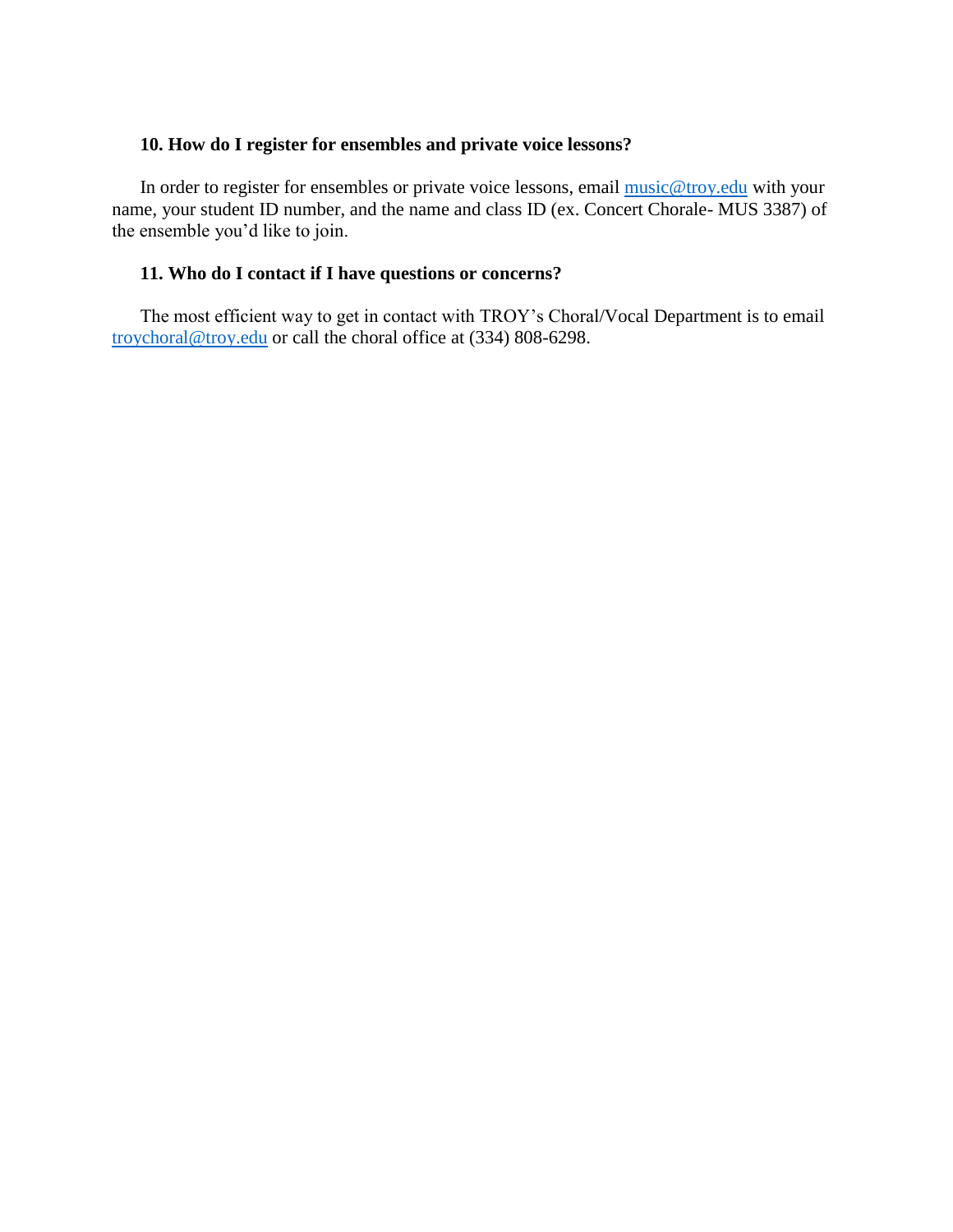### 10. How do I register for ensembles and private voice lessons?

In order to register for ensembles or private voice lessons, email music@troy.edu with your name, your student ID number, and the name and class ID (ex. Concert Chorale- MUS 3387) of the ensemble you'd like to join.

### 11. Who do I contact if I have questions or concerns?

The most efficient way to get in contact with TROY's Choral/Vocal Department is to email troychoral@troy.edu or call the choral office at (334) 808-6298.